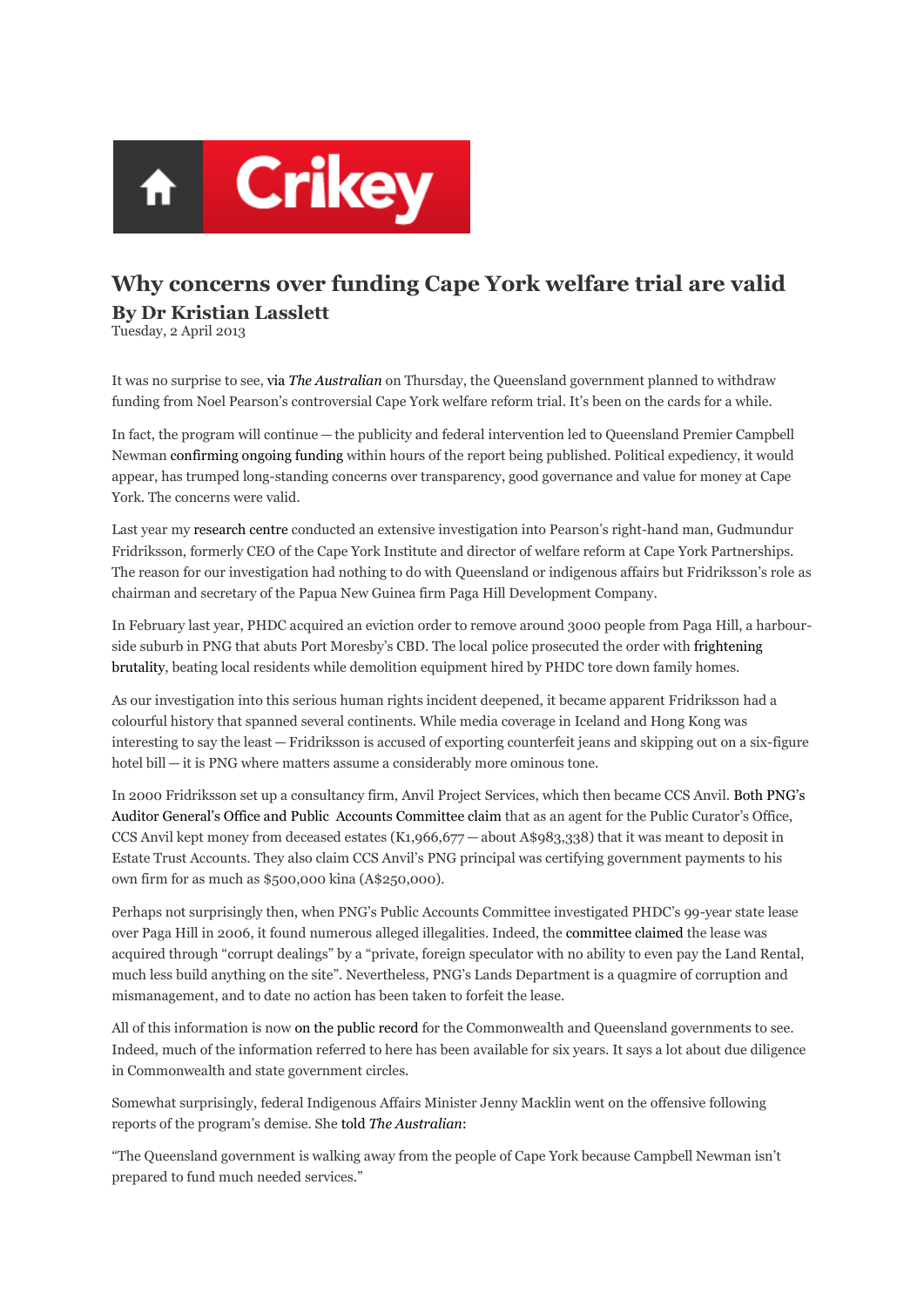Crikey

# Why concerns over funding Cape York welfare trial are valid

## By Dr Kristian Lasslett

Tuesday, 2 April 2013

It was no surprise to see, via *The Australian* on Thursday, the Queensland government planned to withdraw funding from Noel Pearson's controversial Cape York welfare reform trial. It's been on the cards for a while.

In fact, the program will continue — the publicity and federal intervention led to Queensland Premier Campbell Newman confirming ongoing funding within hours of the report being published. Political expediency, it would appear, has trumped long-standing concerns over transparency, good governance and value for money at Cape York. The concerns were valid.

Last year my research centre conducted an extensive investigation into Pearson's right-hand man, Gudmundur Fridriksson, formerly CEO of the Cape York Institute and director of welfare reform at Cape York Partnerships. The reason for our investigation had nothing to do with Queensland or indigenous affairs but Fridriksson's role as chairman and secretary of the Papua New Guinea firm Paga Hill Development Company.

In February last year, PHDC acquired an eviction order to remove around 3000 people from Paga Hill, a harbour-side suburb in PNG that abuts Port Moresby's CBD. The local police prosecuted the order with frightening brutality, beating local residents while demolition equipment hired by PHDC tore down family homes.

As our investigation into this serious human rights incident deepened, it became apparent Fridriksson had a colourful history that spanned several continents. While media coverage in Iceland and Hong Kong was interesting to say the least — Fridriksson is accused of exporting counterfeit jeans and skipping out on a six-figure hotel bill — it is PNG where matters assume a considerably more ominous tone.

In 2000 Fridriksson set up a consultancy firm, Anvil Project Services, which then became CCS Anvil. Both PNG's Auditor General's Office and Public Accounts Committee claim that as an agent for the Public Curator's Office, CCS Anvil kept money from deceased estates (K1,966,677 — about A$983,338) that it was meant to deposit in Estate Trust Accounts. They also claim CCS Anvil's PNG principal was certifying government payments to his own firm for as much as $500,000 kina (A$250,000).

Perhaps not surprisingly then, when PNG's Public Accounts Committee investigated PHDC's 99-year state lease over Paga Hill in 2006, it found numerous alleged illegalities. Indeed, the committee claimed the lease was acquired through "corrupt dealings" by a "private, foreign speculator with no ability to even pay the Land Rental, much less build anything on the site". Nevertheless, PNG's Lands Department is a quagmire of corruption and mismanagement, and to date no action has been taken to forfeit the lease.

All of this information is now on the public record for the Commonwealth and Queensland governments to see. Indeed, much of the information referred to here has been available for six years. It says a lot about due diligence in Commonwealth and state government circles.

Somewhat surprisingly, federal Indigenous Affairs Minister Jenny Macklin went on the offensive following reports of the program's demise. She told *The Australian*:

"The Queensland government is walking away from the people of Cape York because Campbell Newman isn't prepared to fund much needed services."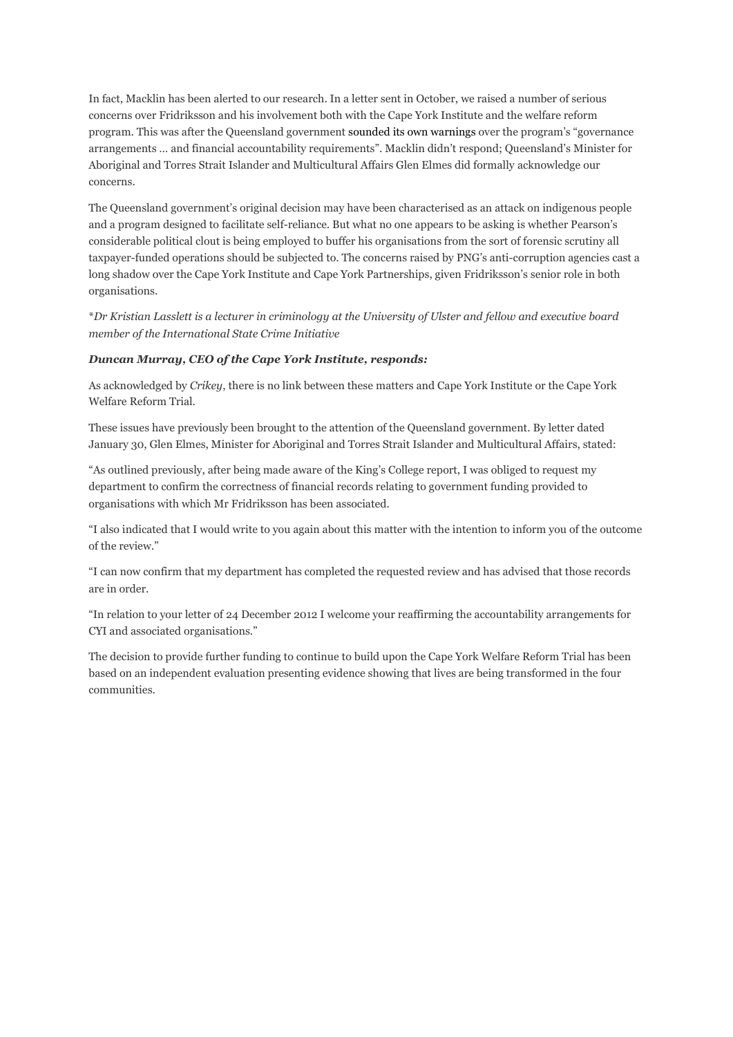In fact, Macklin has been alerted to our research. In a letter sent in October, we raised a number of serious concerns over Fridriksson and his involvement both with the Cape York Institute and the welfare reform program. This was after the Queensland government sounded its own warnings over the program's "governance arrangements … and financial accountability requirements". Macklin didn't respond; Queensland's Minister for Aboriginal and Torres Strait Islander and Multicultural Affairs Glen Elmes did formally acknowledge our concerns.

The Queensland government's original decision may have been characterised as an attack on indigenous people and a program designed to facilitate self-reliance. But what no one appears to be asking is whether Pearson's considerable political clout is being employed to buffer his organisations from the sort of forensic scrutiny all taxpayer-funded operations should be subjected to. The concerns raised by PNG's anti-corruption agencies cast a long shadow over the Cape York Institute and Cape York Partnerships, given Fridriksson's senior role in both organisations.

*\*Dr Kristian Lasslett is a lecturer in criminology at the University of Ulster and fellow and executive board member of the International State Crime Initiative*

***Duncan Murray, CEO of the Cape York Institute, responds:***

As acknowledged by *Crikey*, there is no link between these matters and Cape York Institute or the Cape York Welfare Reform Trial.

These issues have previously been brought to the attention of the Queensland government. By letter dated January 30, Glen Elmes, Minister for Aboriginal and Torres Strait Islander and Multicultural Affairs, stated:

"As outlined previously, after being made aware of the King's College report, I was obliged to request my department to confirm the correctness of financial records relating to government funding provided to organisations with which Mr Fridriksson has been associated.

"I also indicated that I would write to you again about this matter with the intention to inform you of the outcome of the review."

"I can now confirm that my department has completed the requested review and has advised that those records are in order.

"In relation to your letter of 24 December 2012 I welcome your reaffirming the accountability arrangements for CYI and associated organisations."

The decision to provide further funding to continue to build upon the Cape York Welfare Reform Trial has been based on an independent evaluation presenting evidence showing that lives are being transformed in the four communities.